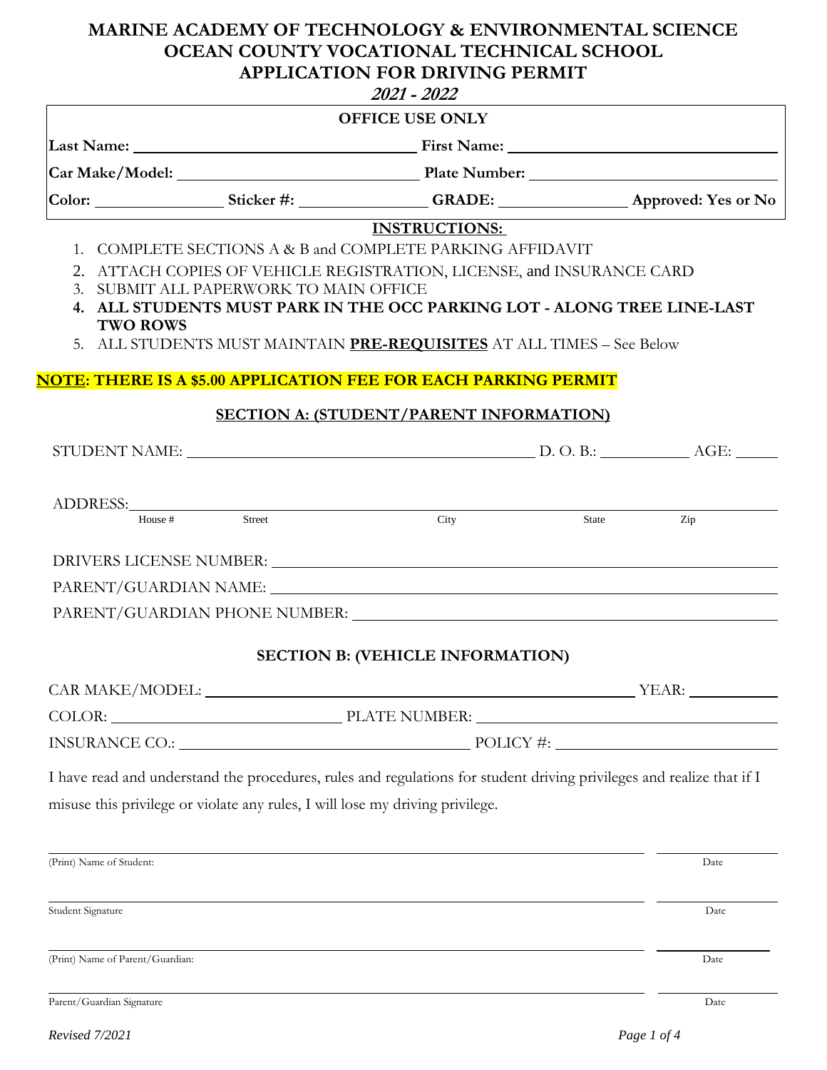# MARINE ACADEMY OF TECHNOLOGY & ENVIRONMENTAL SCIENCE
# OCEAN COUNTY VOCATIONAL TECHNICAL SCHOOL
# APPLICATION FOR DRIVING PERMIT

***2021 - 2022***

| **OFFICE USE ONLY** | | | |
|---|---|---|---|
| **Last Name:** ______________ | | **First Name:** ______________ | |
| **Car Make/Model:** ______________ | | **Plate Number:** ______________ | |
| **Color:** ________ | **Sticker #:** ________ | **GRADE:** ________ | **Approved: Yes or No** |

**INSTRUCTIONS:**

1. COMPLETE SECTIONS A & B and COMPLETE PARKING AFFIDAVIT
2. ATTACH COPIES OF VEHICLE REGISTRATION, LICENSE, and INSURANCE CARD
3. SUBMIT ALL PAPERWORK TO MAIN OFFICE
4. **ALL STUDENTS MUST PARK IN THE OCC PARKING LOT - ALONG TREE LINE-LAST TWO ROWS**
5. ALL STUDENTS MUST MAINTAIN **PRE-REQUISITES** AT ALL TIMES – See Below

**NOTE: THERE IS A $5.00 APPLICATION FEE FOR EACH PARKING PERMIT**

## SECTION A: (STUDENT/PARENT INFORMATION)

STUDENT NAME: ______________________________ D. O. B.: __________ AGE: _____

ADDRESS: ______________________________________________________________
House # Street City State Zip

DRIVERS LICENSE NUMBER: ______________________________

PARENT/GUARDIAN NAME: ______________________________

PARENT/GUARDIAN PHONE NUMBER: ______________________________

## SECTION B: (VEHICLE INFORMATION)

CAR MAKE/MODEL: ______________________________ YEAR: __________

COLOR: ____________________ PLATE NUMBER: ______________________________

INSURANCE CO.: ______________________________ POLICY #: ____________________

I have read and understand the procedures, rules and regulations for student driving privileges and realize that if I misuse this privilege or violate any rules, I will lose my driving privilege.

______________________________ __________
(Print) Name of Student: Date

______________________________ __________
Student Signature Date

______________________________ __________
(Print) Name of Parent/Guardian: Date

______________________________ __________
Parent/Guardian Signature Date

*Revised 7/2021*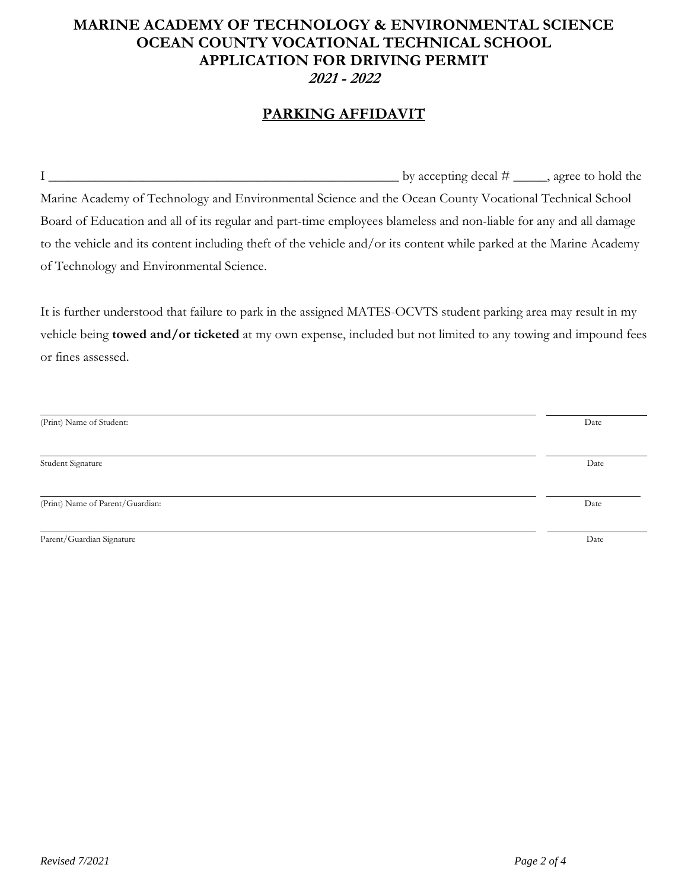# MARINE ACADEMY OF TECHNOLOGY & ENVIRONMENTAL SCIENCE
# OCEAN COUNTY VOCATIONAL TECHNICAL SCHOOL
# APPLICATION FOR DRIVING PERMIT
## *2021 - 2022*

## PARKING AFFIDAVIT

I _______________________________________________ by accepting decal # _____, agree to hold the Marine Academy of Technology and Environmental Science and the Ocean County Vocational Technical School Board of Education and all of its regular and part-time employees blameless and non-liable for any and all damage to the vehicle and its content including theft of the vehicle and/or its content while parked at the Marine Academy of Technology and Environmental Science.

It is further understood that failure to park in the assigned MATES-OCVTS student parking area may result in my vehicle being **towed and/or ticketed** at my own expense, included but not limited to any towing and impound fees or fines assessed.

_______________________________________________ _______________
(Print) Name of Student: Date

_______________________________________________ _______________
Student Signature Date

_______________________________________________ _______________
(Print) Name of Parent/Guardian: Date

_______________________________________________ _______________
Parent/Guardian Signature Date

*Revised 7/2021*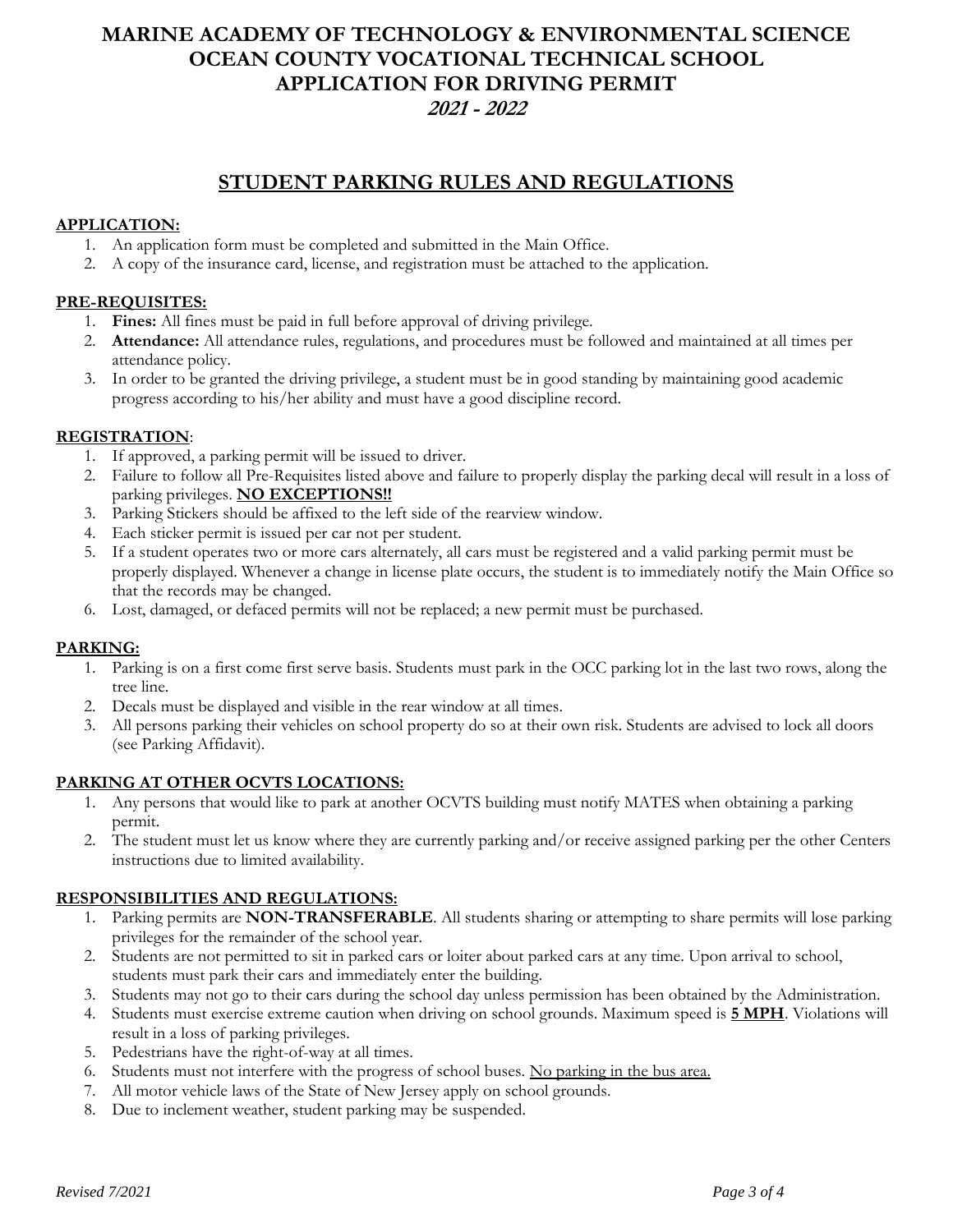# MARINE ACADEMY OF TECHNOLOGY & ENVIRONMENTAL SCIENCE
# OCEAN COUNTY VOCATIONAL TECHNICAL SCHOOL
# APPLICATION FOR DRIVING PERMIT
# *2021 - 2022*

## STUDENT PARKING RULES AND REGULATIONS

### APPLICATION:

1. An application form must be completed and submitted in the Main Office.
2. A copy of the insurance card, license, and registration must be attached to the application.

### PRE-REQUISITES:

1. **Fines:** All fines must be paid in full before approval of driving privilege.
2. **Attendance:** All attendance rules, regulations, and procedures must be followed and maintained at all times per attendance policy.
3. In order to be granted the driving privilege, a student must be in good standing by maintaining good academic progress according to his/her ability and must have a good discipline record.

### REGISTRATION:

1. If approved, a parking permit will be issued to driver.
2. Failure to follow all Pre-Requisites listed above and failure to properly display the parking decal will result in a loss of parking privileges. **NO EXCEPTIONS!!**
3. Parking Stickers should be affixed to the left side of the rearview window.
4. Each sticker permit is issued per car not per student.
5. If a student operates two or more cars alternately, all cars must be registered and a valid parking permit must be properly displayed. Whenever a change in license plate occurs, the student is to immediately notify the Main Office so that the records may be changed.
6. Lost, damaged, or defaced permits will not be replaced; a new permit must be purchased.

### PARKING:

1. Parking is on a first come first serve basis. Students must park in the OCC parking lot in the last two rows, along the tree line.
2. Decals must be displayed and visible in the rear window at all times.
3. All persons parking their vehicles on school property do so at their own risk. Students are advised to lock all doors (see Parking Affidavit).

### PARKING AT OTHER OCVTS LOCATIONS:

1. Any persons that would like to park at another OCVTS building must notify MATES when obtaining a parking permit.
2. The student must let us know where they are currently parking and/or receive assigned parking per the other Centers instructions due to limited availability.

### RESPONSIBILITIES AND REGULATIONS:

1. Parking permits are **NON-TRANSFERABLE**. All students sharing or attempting to share permits will lose parking privileges for the remainder of the school year.
2. Students are not permitted to sit in parked cars or loiter about parked cars at any time. Upon arrival to school, students must park their cars and immediately enter the building.
3. Students may not go to their cars during the school day unless permission has been obtained by the Administration.
4. Students must exercise extreme caution when driving on school grounds. Maximum speed is **5 MPH**. Violations will result in a loss of parking privileges.
5. Pedestrians have the right-of-way at all times.
6. Students must not interfere with the progress of school buses. No parking in the bus area.
7. All motor vehicle laws of the State of New Jersey apply on school grounds.
8. Due to inclement weather, student parking may be suspended.

*Revised 7/2021*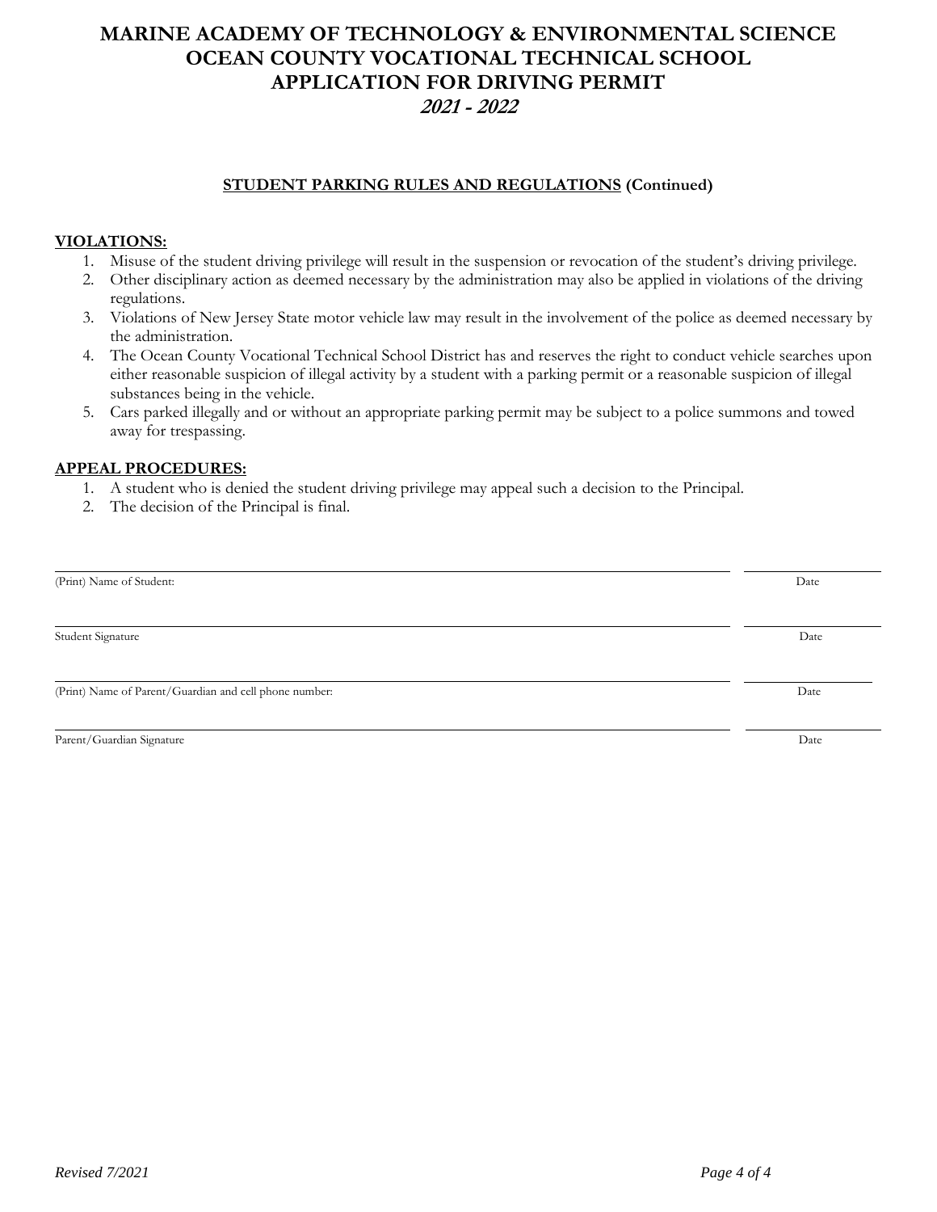# MARINE ACADEMY OF TECHNOLOGY & ENVIRONMENTAL SCIENCE
# OCEAN COUNTY VOCATIONAL TECHNICAL SCHOOL
# APPLICATION FOR DRIVING PERMIT
## *2021 - 2022*

**STUDENT PARKING RULES AND REGULATIONS (Continued)**

**VIOLATIONS:**

1. Misuse of the student driving privilege will result in the suspension or revocation of the student's driving privilege.
2. Other disciplinary action as deemed necessary by the administration may also be applied in violations of the driving regulations.
3. Violations of New Jersey State motor vehicle law may result in the involvement of the police as deemed necessary by the administration.
4. The Ocean County Vocational Technical School District has and reserves the right to conduct vehicle searches upon either reasonable suspicion of illegal activity by a student with a parking permit or a reasonable suspicion of illegal substances being in the vehicle.
5. Cars parked illegally and or without an appropriate parking permit may be subject to a police summons and towed away for trespassing.

**APPEAL PROCEDURES:**

1. A student who is denied the student driving privilege may appeal such a decision to the Principal.
2. The decision of the Principal is final.

_______________________________________________ ____________

(Print) Name of Student: Date

_______________________________________________ ____________

Student Signature Date

_______________________________________________ ____________

(Print) Name of Parent/Guardian and cell phone number: Date

_______________________________________________ ____________

Parent/Guardian Signature Date

*Revised 7/2021*